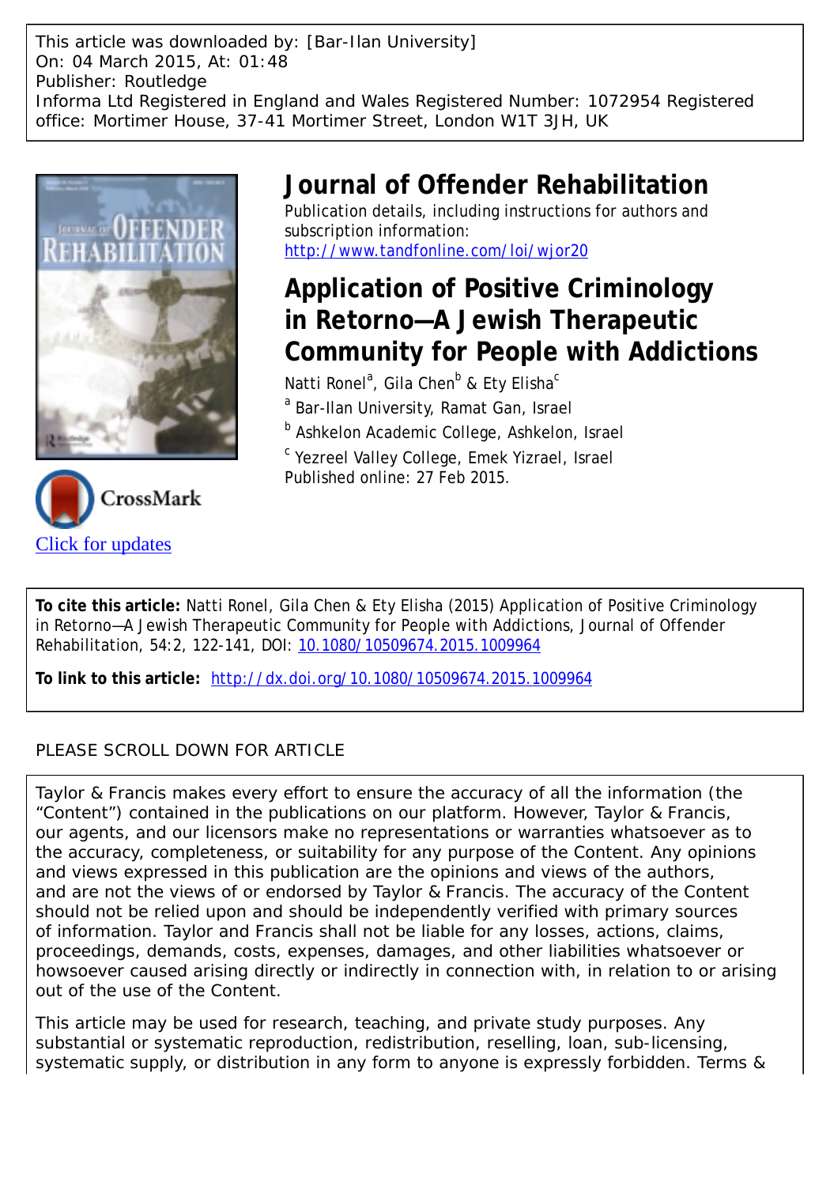This article was downloaded by: [Bar-Ilan University]
On: 04 March 2015, At: 01:48
Publisher: Routledge
Informa Ltd Registered in England and Wales Registered Number: 1072954 Registered office: Mortimer House, 37-41 Mortimer Street, London W1T 3JH, UK

# Journal of Offender Rehabilitation

Publication details, including instructions for authors and subscription information:
http://www.tandfonline.com/loi/wjor20

## Application of Positive Criminology in Retorno—A Jewish Therapeutic Community for People with Addictions

Natti Ronel[a], Gila Chen[b] & Ety Elisha[c]

[a] Bar-Ilan University, Ramat Gan, Israel

[b] Ashkelon Academic College, Ashkelon, Israel

[c] Yezreel Valley College, Emek Yizrael, Israel

Published online: 27 Feb 2015.

Click for updates

**To cite this article:** Natti Ronel, Gila Chen & Ety Elisha (2015) Application of Positive Criminology in Retorno—A Jewish Therapeutic Community for People with Addictions, Journal of Offender Rehabilitation, 54:2, 122-141, DOI: 10.1080/10509674.2015.1009964

**To link to this article:** http://dx.doi.org/10.1080/10509674.2015.1009964

PLEASE SCROLL DOWN FOR ARTICLE

Taylor & Francis makes every effort to ensure the accuracy of all the information (the "Content") contained in the publications on our platform. However, Taylor & Francis, our agents, and our licensors make no representations or warranties whatsoever as to the accuracy, completeness, or suitability for any purpose of the Content. Any opinions and views expressed in this publication are the opinions and views of the authors, and are not the views of or endorsed by Taylor & Francis. The accuracy of the Content should not be relied upon and should be independently verified with primary sources of information. Taylor and Francis shall not be liable for any losses, actions, claims, proceedings, demands, costs, expenses, damages, and other liabilities whatsoever or howsoever caused arising directly or indirectly in connection with, in relation to or arising out of the use of the Content.

This article may be used for research, teaching, and private study purposes. Any substantial or systematic reproduction, redistribution, reselling, loan, sub-licensing, systematic supply, or distribution in any form to anyone is expressly forbidden. Terms &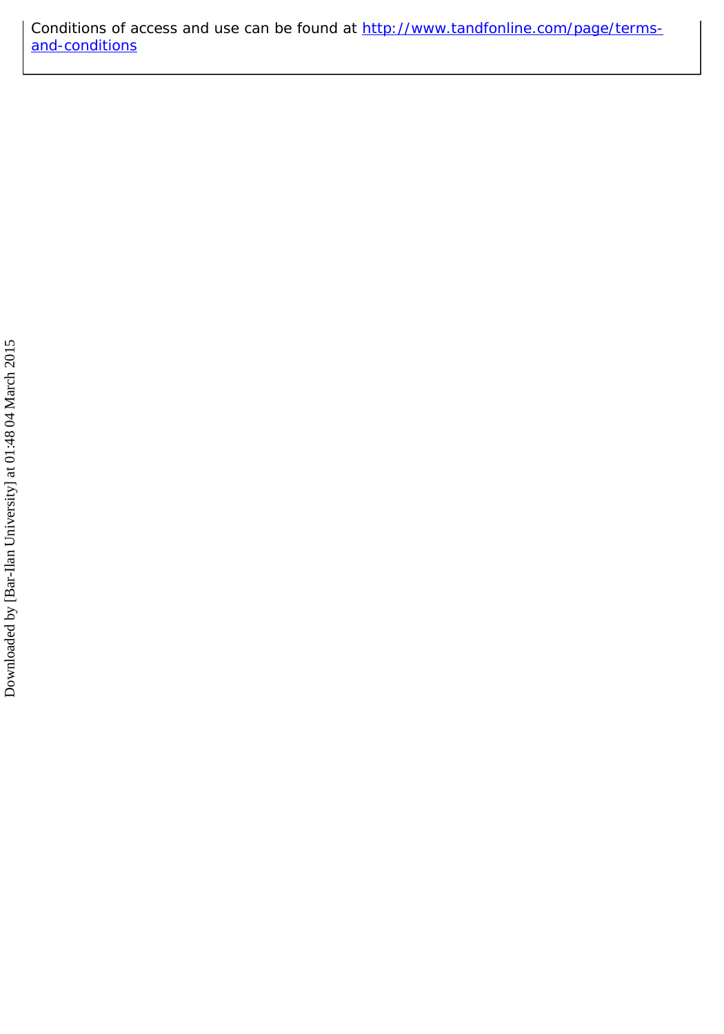Conditions of access and use can be found at [http://www.tandfonline.com/page/terms-and-conditions](http://www.tandfonline.com/page/terms-and-conditions)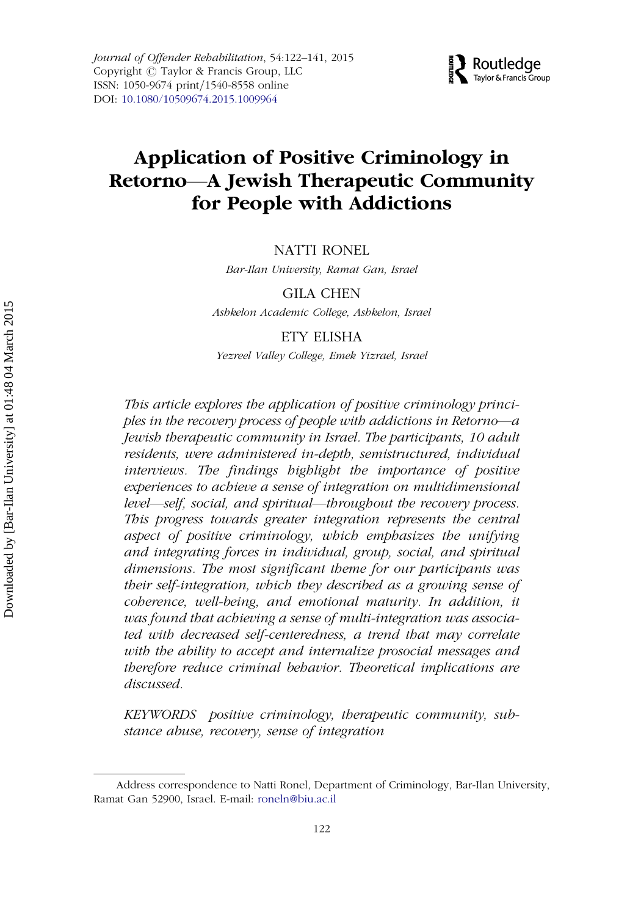# Application of Positive Criminology in Retorno—A Jewish Therapeutic Community for People with Addictions

NATTI RONEL

*Bar-Ilan University, Ramat Gan, Israel*

GILA CHEN

*Ashkelon Academic College, Ashkelon, Israel*

ETY ELISHA

*Yezreel Valley College, Emek Yizrael, Israel*

*This article explores the application of positive criminology principles in the recovery process of people with addictions in Retorno—a Jewish therapeutic community in Israel. The participants, 10 adult residents, were administered in-depth, semistructured, individual interviews. The findings highlight the importance of positive experiences to achieve a sense of integration on multidimensional level—self, social, and spiritual—throughout the recovery process. This progress towards greater integration represents the central aspect of positive criminology, which emphasizes the unifying and integrating forces in individual, group, social, and spiritual dimensions. The most significant theme for our participants was their self-integration, which they described as a growing sense of coherence, well-being, and emotional maturity. In addition, it was found that achieving a sense of multi-integration was associated with decreased self-centeredness, a trend that may correlate with the ability to accept and internalize prosocial messages and therefore reduce criminal behavior. Theoretical implications are discussed.*

*KEYWORDS* positive criminology, therapeutic community, substance abuse, recovery, sense of integration

Address correspondence to Natti Ronel, Department of Criminology, Bar-Ilan University, Ramat Gan 52900, Israel. E-mail: roneln@biu.ac.il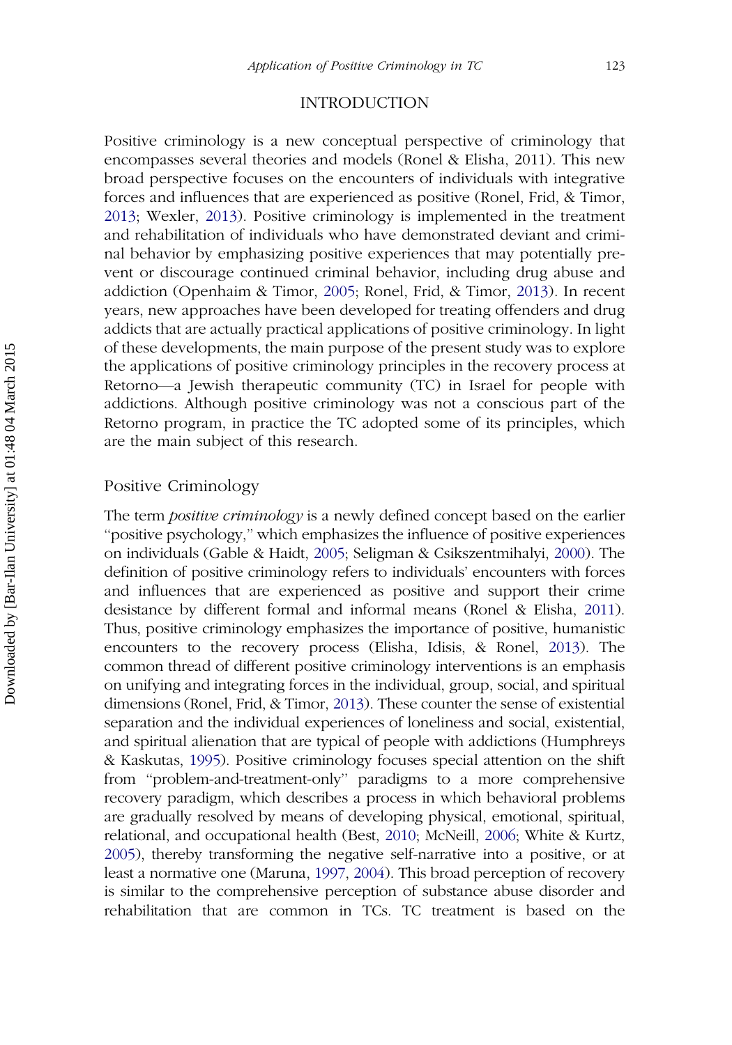## INTRODUCTION

Positive criminology is a new conceptual perspective of criminology that encompasses several theories and models (Ronel & Elisha, 2011). This new broad perspective focuses on the encounters of individuals with integrative forces and influences that are experienced as positive (Ronel, Frid, & Timor, 2013; Wexler, 2013). Positive criminology is implemented in the treatment and rehabilitation of individuals who have demonstrated deviant and criminal behavior by emphasizing positive experiences that may potentially prevent or discourage continued criminal behavior, including drug abuse and addiction (Openhaim & Timor, 2005; Ronel, Frid, & Timor, 2013). In recent years, new approaches have been developed for treating offenders and drug addicts that are actually practical applications of positive criminology. In light of these developments, the main purpose of the present study was to explore the applications of positive criminology principles in the recovery process at Retorno—a Jewish therapeutic community (TC) in Israel for people with addictions. Although positive criminology was not a conscious part of the Retorno program, in practice the TC adopted some of its principles, which are the main subject of this research.

### Positive Criminology

The term *positive criminology* is a newly defined concept based on the earlier "positive psychology," which emphasizes the influence of positive experiences on individuals (Gable & Haidt, 2005; Seligman & Csikszentmihalyi, 2000). The definition of positive criminology refers to individuals' encounters with forces and influences that are experienced as positive and support their crime desistance by different formal and informal means (Ronel & Elisha, 2011). Thus, positive criminology emphasizes the importance of positive, humanistic encounters to the recovery process (Elisha, Idisis, & Ronel, 2013). The common thread of different positive criminology interventions is an emphasis on unifying and integrating forces in the individual, group, social, and spiritual dimensions (Ronel, Frid, & Timor, 2013). These counter the sense of existential separation and the individual experiences of loneliness and social, existential, and spiritual alienation that are typical of people with addictions (Humphreys & Kaskutas, 1995). Positive criminology focuses special attention on the shift from "problem-and-treatment-only" paradigms to a more comprehensive recovery paradigm, which describes a process in which behavioral problems are gradually resolved by means of developing physical, emotional, spiritual, relational, and occupational health (Best, 2010; McNeill, 2006; White & Kurtz, 2005), thereby transforming the negative self-narrative into a positive, or at least a normative one (Maruna, 1997, 2004). This broad perception of recovery is similar to the comprehensive perception of substance abuse disorder and rehabilitation that are common in TCs. TC treatment is based on the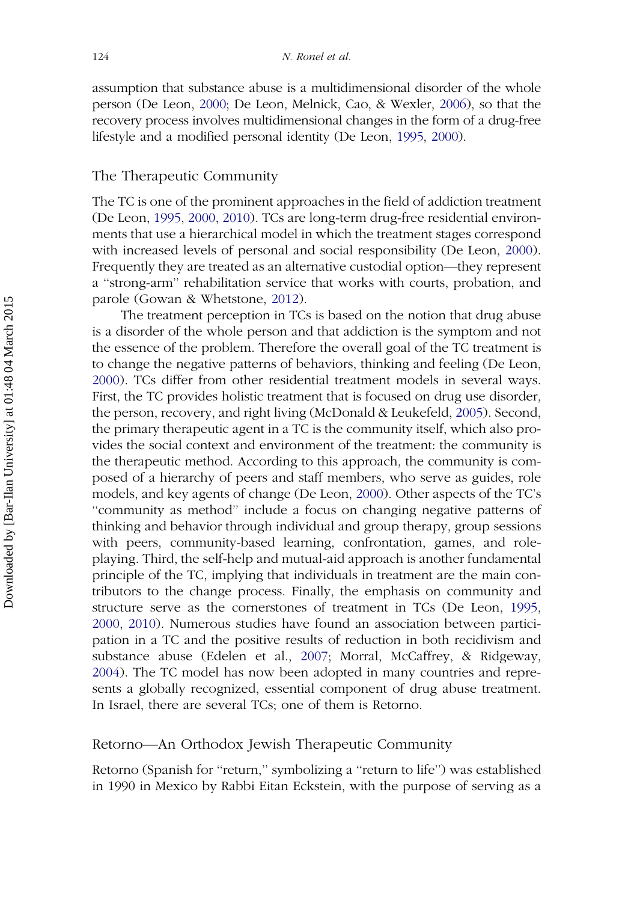assumption that substance abuse is a multidimensional disorder of the whole person (De Leon, 2000; De Leon, Melnick, Cao, & Wexler, 2006), so that the recovery process involves multidimensional changes in the form of a drug-free lifestyle and a modified personal identity (De Leon, 1995, 2000).

## The Therapeutic Community

The TC is one of the prominent approaches in the field of addiction treatment (De Leon, 1995, 2000, 2010). TCs are long-term drug-free residential environments that use a hierarchical model in which the treatment stages correspond with increased levels of personal and social responsibility (De Leon, 2000). Frequently they are treated as an alternative custodial option—they represent a "strong-arm" rehabilitation service that works with courts, probation, and parole (Gowan & Whetstone, 2012).

The treatment perception in TCs is based on the notion that drug abuse is a disorder of the whole person and that addiction is the symptom and not the essence of the problem. Therefore the overall goal of the TC treatment is to change the negative patterns of behaviors, thinking and feeling (De Leon, 2000). TCs differ from other residential treatment models in several ways. First, the TC provides holistic treatment that is focused on drug use disorder, the person, recovery, and right living (McDonald & Leukefeld, 2005). Second, the primary therapeutic agent in a TC is the community itself, which also provides the social context and environment of the treatment: the community is the therapeutic method. According to this approach, the community is composed of a hierarchy of peers and staff members, who serve as guides, role models, and key agents of change (De Leon, 2000). Other aspects of the TC's "community as method" include a focus on changing negative patterns of thinking and behavior through individual and group therapy, group sessions with peers, community-based learning, confrontation, games, and role-playing. Third, the self-help and mutual-aid approach is another fundamental principle of the TC, implying that individuals in treatment are the main contributors to the change process. Finally, the emphasis on community and structure serve as the cornerstones of treatment in TCs (De Leon, 1995, 2000, 2010). Numerous studies have found an association between participation in a TC and the positive results of reduction in both recidivism and substance abuse (Edelen et al., 2007; Morral, McCaffrey, & Ridgeway, 2004). The TC model has now been adopted in many countries and represents a globally recognized, essential component of drug abuse treatment. In Israel, there are several TCs; one of them is Retorno.

## Retorno—An Orthodox Jewish Therapeutic Community

Retorno (Spanish for "return," symbolizing a "return to life") was established in 1990 in Mexico by Rabbi Eitan Eckstein, with the purpose of serving as a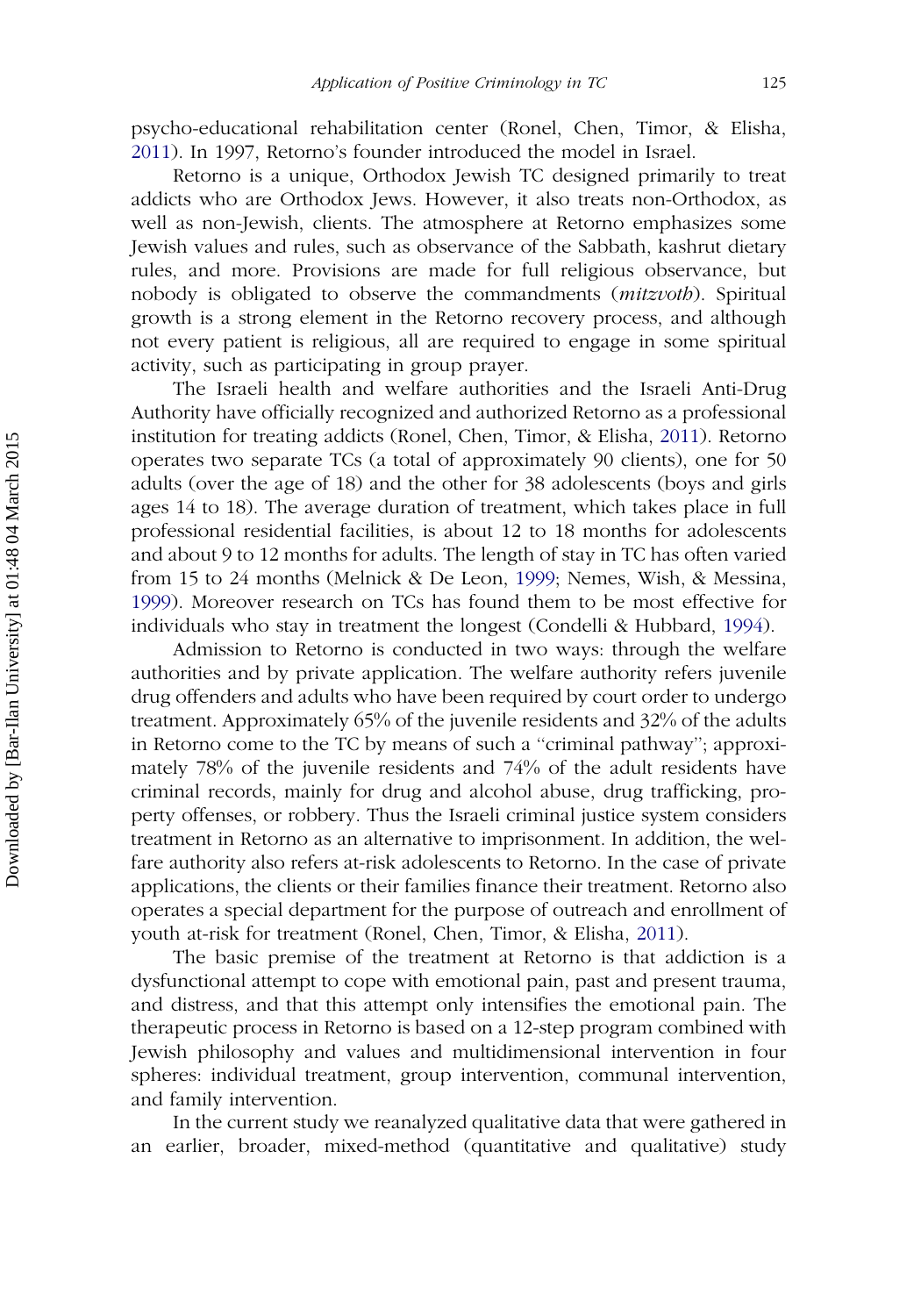psycho-educational rehabilitation center (Ronel, Chen, Timor, & Elisha, 2011). In 1997, Retorno's founder introduced the model in Israel.

Retorno is a unique, Orthodox Jewish TC designed primarily to treat addicts who are Orthodox Jews. However, it also treats non-Orthodox, as well as non-Jewish, clients. The atmosphere at Retorno emphasizes some Jewish values and rules, such as observance of the Sabbath, kashrut dietary rules, and more. Provisions are made for full religious observance, but nobody is obligated to observe the commandments (*mitzvoth*). Spiritual growth is a strong element in the Retorno recovery process, and although not every patient is religious, all are required to engage in some spiritual activity, such as participating in group prayer.

The Israeli health and welfare authorities and the Israeli Anti-Drug Authority have officially recognized and authorized Retorno as a professional institution for treating addicts (Ronel, Chen, Timor, & Elisha, 2011). Retorno operates two separate TCs (a total of approximately 90 clients), one for 50 adults (over the age of 18) and the other for 38 adolescents (boys and girls ages 14 to 18). The average duration of treatment, which takes place in full professional residential facilities, is about 12 to 18 months for adolescents and about 9 to 12 months for adults. The length of stay in TC has often varied from 15 to 24 months (Melnick & De Leon, 1999; Nemes, Wish, & Messina, 1999). Moreover research on TCs has found them to be most effective for individuals who stay in treatment the longest (Condelli & Hubbard, 1994).

Admission to Retorno is conducted in two ways: through the welfare authorities and by private application. The welfare authority refers juvenile drug offenders and adults who have been required by court order to undergo treatment. Approximately 65% of the juvenile residents and 32% of the adults in Retorno come to the TC by means of such a "criminal pathway"; approximately 78% of the juvenile residents and 74% of the adult residents have criminal records, mainly for drug and alcohol abuse, drug trafficking, property offenses, or robbery. Thus the Israeli criminal justice system considers treatment in Retorno as an alternative to imprisonment. In addition, the welfare authority also refers at-risk adolescents to Retorno. In the case of private applications, the clients or their families finance their treatment. Retorno also operates a special department for the purpose of outreach and enrollment of youth at-risk for treatment (Ronel, Chen, Timor, & Elisha, 2011).

The basic premise of the treatment at Retorno is that addiction is a dysfunctional attempt to cope with emotional pain, past and present trauma, and distress, and that this attempt only intensifies the emotional pain. The therapeutic process in Retorno is based on a 12-step program combined with Jewish philosophy and values and multidimensional intervention in four spheres: individual treatment, group intervention, communal intervention, and family intervention.

In the current study we reanalyzed qualitative data that were gathered in an earlier, broader, mixed-method (quantitative and qualitative) study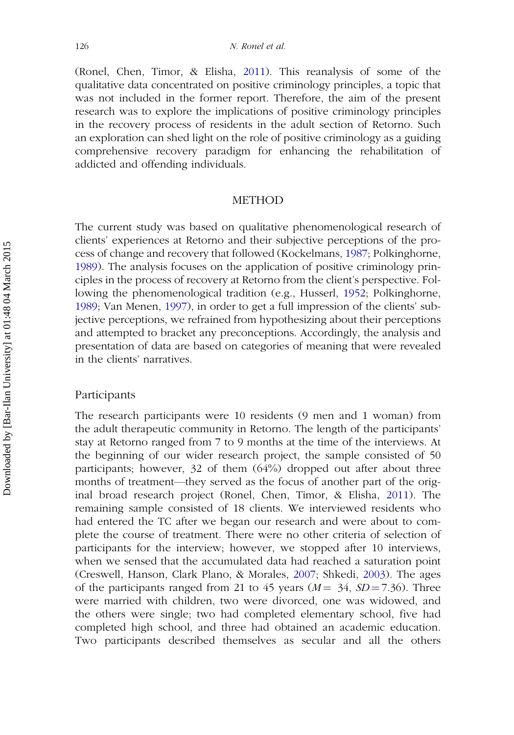(Ronel, Chen, Timor, & Elisha, 2011). This reanalysis of some of the qualitative data concentrated on positive criminology principles, a topic that was not included in the former report. Therefore, the aim of the present research was to explore the implications of positive criminology principles in the recovery process of residents in the adult section of Retorno. Such an exploration can shed light on the role of positive criminology as a guiding comprehensive recovery paradigm for enhancing the rehabilitation of addicted and offending individuals.

## METHOD

The current study was based on qualitative phenomenological research of clients' experiences at Retorno and their subjective perceptions of the process of change and recovery that followed (Kockelmans, 1987; Polkinghorne, 1989). The analysis focuses on the application of positive criminology principles in the process of recovery at Retorno from the client's perspective. Following the phenomenological tradition (e.g., Husserl, 1952; Polkinghorne, 1989; Van Menen, 1997), in order to get a full impression of the clients' subjective perceptions, we refrained from hypothesizing about their perceptions and attempted to bracket any preconceptions. Accordingly, the analysis and presentation of data are based on categories of meaning that were revealed in the clients' narratives.

### Participants

The research participants were 10 residents (9 men and 1 woman) from the adult therapeutic community in Retorno. The length of the participants' stay at Retorno ranged from 7 to 9 months at the time of the interviews. At the beginning of our wider research project, the sample consisted of 50 participants; however, 32 of them (64%) dropped out after about three months of treatment—they served as the focus of another part of the original broad research project (Ronel, Chen, Timor, & Elisha, 2011). The remaining sample consisted of 18 clients. We interviewed residents who had entered the TC after we began our research and were about to complete the course of treatment. There were no other criteria of selection of participants for the interview; however, we stopped after 10 interviews, when we sensed that the accumulated data had reached a saturation point (Creswell, Hanson, Clark Plano, & Morales, 2007; Shkedi, 2003). The ages of the participants ranged from 21 to 45 years ($M = 34$, $SD = 7.36$). Three were married with children, two were divorced, one was widowed, and the others were single; two had completed elementary school, five had completed high school, and three had obtained an academic education. Two participants described themselves as secular and all the others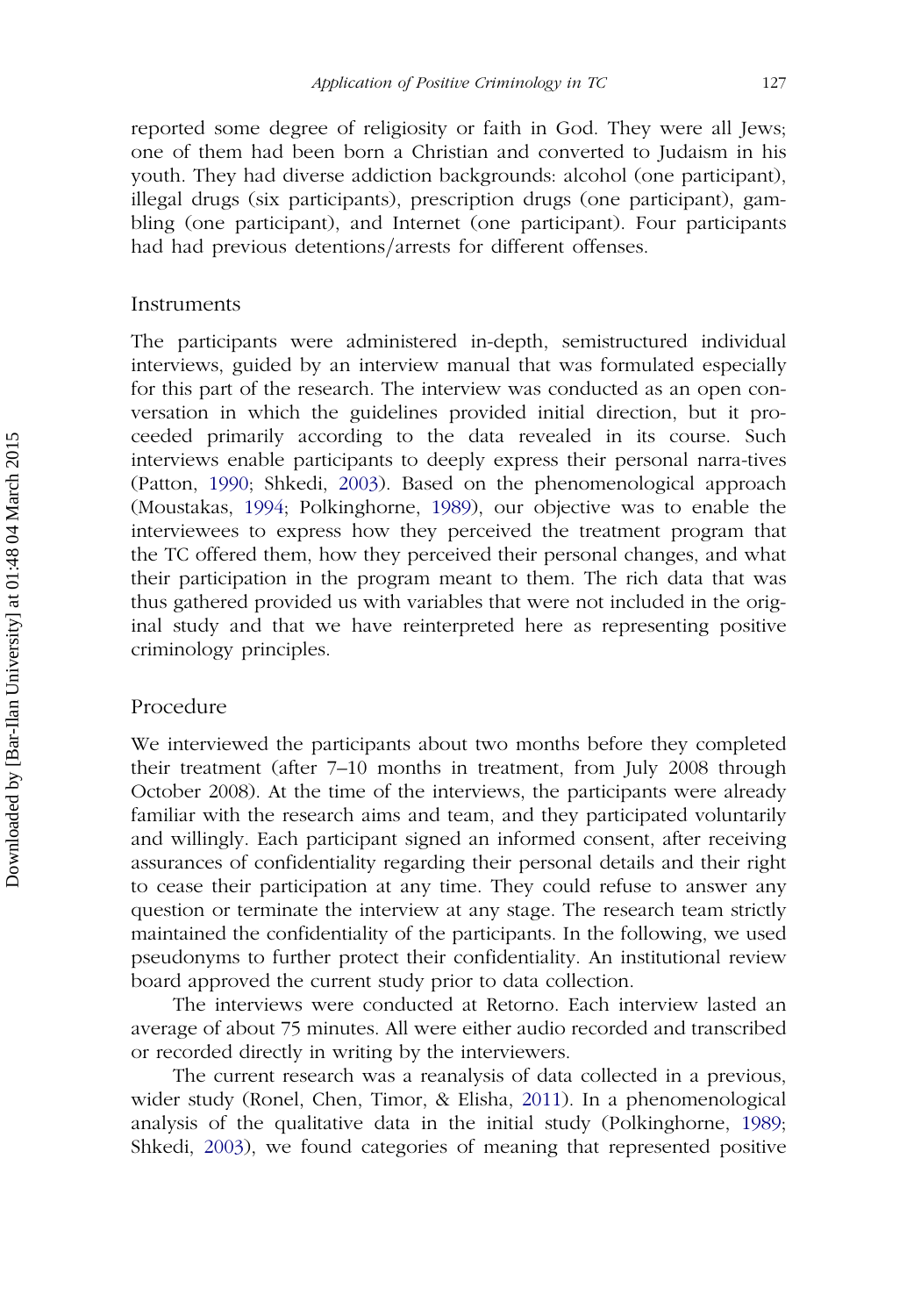reported some degree of religiosity or faith in God. They were all Jews; one of them had been born a Christian and converted to Judaism in his youth. They had diverse addiction backgrounds: alcohol (one participant), illegal drugs (six participants), prescription drugs (one participant), gambling (one participant), and Internet (one participant). Four participants had had previous detentions/arrests for different offenses.

## Instruments

The participants were administered in-depth, semistructured individual interviews, guided by an interview manual that was formulated especially for this part of the research. The interview was conducted as an open conversation in which the guidelines provided initial direction, but it proceeded primarily according to the data revealed in its course. Such interviews enable participants to deeply express their personal narra-tives (Patton, 1990; Shkedi, 2003). Based on the phenomenological approach (Moustakas, 1994; Polkinghorne, 1989), our objective was to enable the interviewees to express how they perceived the treatment program that the TC offered them, how they perceived their personal changes, and what their participation in the program meant to them. The rich data that was thus gathered provided us with variables that were not included in the original study and that we have reinterpreted here as representing positive criminology principles.

## Procedure

We interviewed the participants about two months before they completed their treatment (after 7–10 months in treatment, from July 2008 through October 2008). At the time of the interviews, the participants were already familiar with the research aims and team, and they participated voluntarily and willingly. Each participant signed an informed consent, after receiving assurances of confidentiality regarding their personal details and their right to cease their participation at any time. They could refuse to answer any question or terminate the interview at any stage. The research team strictly maintained the confidentiality of the participants. In the following, we used pseudonyms to further protect their confidentiality. An institutional review board approved the current study prior to data collection.

The interviews were conducted at Retorno. Each interview lasted an average of about 75 minutes. All were either audio recorded and transcribed or recorded directly in writing by the interviewers.

The current research was a reanalysis of data collected in a previous, wider study (Ronel, Chen, Timor, & Elisha, 2011). In a phenomenological analysis of the qualitative data in the initial study (Polkinghorne, 1989; Shkedi, 2003), we found categories of meaning that represented positive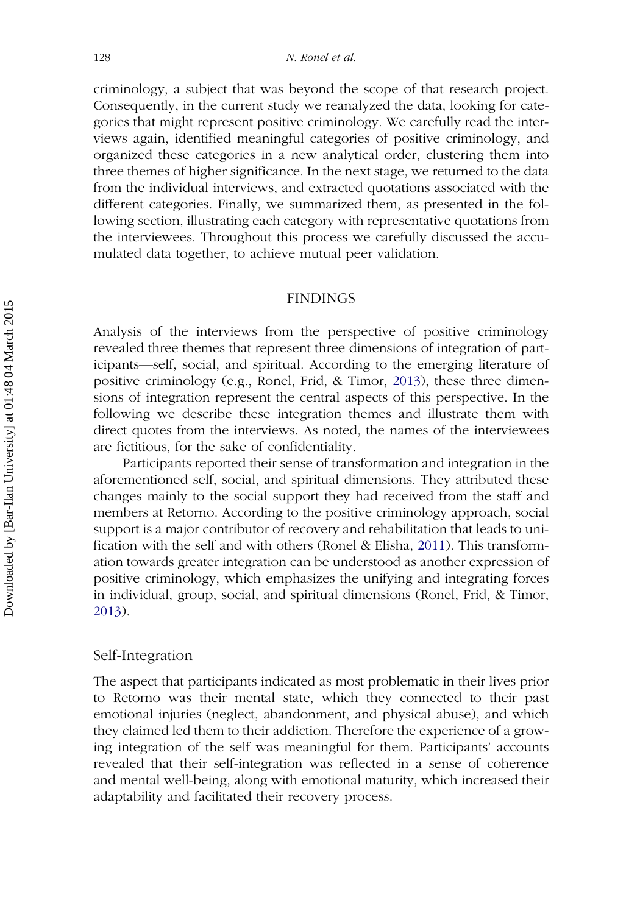criminology, a subject that was beyond the scope of that research project. Consequently, in the current study we reanalyzed the data, looking for categories that might represent positive criminology. We carefully read the interviews again, identified meaningful categories of positive criminology, and organized these categories in a new analytical order, clustering them into three themes of higher significance. In the next stage, we returned to the data from the individual interviews, and extracted quotations associated with the different categories. Finally, we summarized them, as presented in the following section, illustrating each category with representative quotations from the interviewees. Throughout this process we carefully discussed the accumulated data together, to achieve mutual peer validation.

## FINDINGS

Analysis of the interviews from the perspective of positive criminology revealed three themes that represent three dimensions of integration of participants—self, social, and spiritual. According to the emerging literature of positive criminology (e.g., Ronel, Frid, & Timor, 2013), these three dimensions of integration represent the central aspects of this perspective. In the following we describe these integration themes and illustrate them with direct quotes from the interviews. As noted, the names of the interviewees are fictitious, for the sake of confidentiality.

Participants reported their sense of transformation and integration in the aforementioned self, social, and spiritual dimensions. They attributed these changes mainly to the social support they had received from the staff and members at Retorno. According to the positive criminology approach, social support is a major contributor of recovery and rehabilitation that leads to unification with the self and with others (Ronel & Elisha, 2011). This transformation towards greater integration can be understood as another expression of positive criminology, which emphasizes the unifying and integrating forces in individual, group, social, and spiritual dimensions (Ronel, Frid, & Timor, 2013).

### Self-Integration

The aspect that participants indicated as most problematic in their lives prior to Retorno was their mental state, which they connected to their past emotional injuries (neglect, abandonment, and physical abuse), and which they claimed led them to their addiction. Therefore the experience of a growing integration of the self was meaningful for them. Participants' accounts revealed that their self-integration was reflected in a sense of coherence and mental well-being, along with emotional maturity, which increased their adaptability and facilitated their recovery process.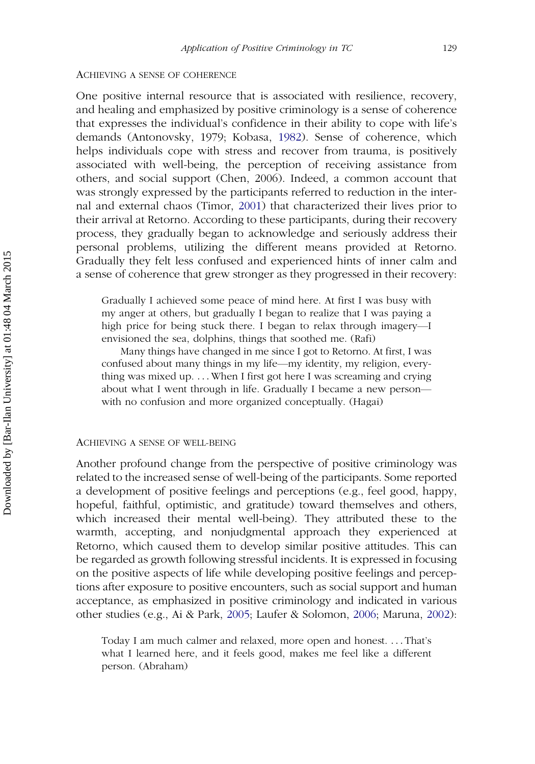### Achieving a Sense of Coherence

One positive internal resource that is associated with resilience, recovery, and healing and emphasized by positive criminology is a sense of coherence that expresses the individual's confidence in their ability to cope with life's demands (Antonovsky, 1979; Kobasa, 1982). Sense of coherence, which helps individuals cope with stress and recover from trauma, is positively associated with well-being, the perception of receiving assistance from others, and social support (Chen, 2006). Indeed, a common account that was strongly expressed by the participants referred to reduction in the internal and external chaos (Timor, 2001) that characterized their lives prior to their arrival at Retorno. According to these participants, during their recovery process, they gradually began to acknowledge and seriously address their personal problems, utilizing the different means provided at Retorno. Gradually they felt less confused and experienced hints of inner calm and a sense of coherence that grew stronger as they progressed in their recovery:

> Gradually I achieved some peace of mind here. At first I was busy with my anger at others, but gradually I began to realize that I was paying a high price for being stuck there. I began to relax through imagery—I envisioned the sea, dolphins, things that soothed me. (Rafi)
>
> Many things have changed in me since I got to Retorno. At first, I was confused about many things in my life—my identity, my religion, everything was mixed up. . . . When I first got here I was screaming and crying about what I went through in life. Gradually I became a new person—with no confusion and more organized conceptually. (Hagai)

### Achieving a Sense of Well-Being

Another profound change from the perspective of positive criminology was related to the increased sense of well-being of the participants. Some reported a development of positive feelings and perceptions (e.g., feel good, happy, hopeful, faithful, optimistic, and gratitude) toward themselves and others, which increased their mental well-being). They attributed these to the warmth, accepting, and nonjudgmental approach they experienced at Retorno, which caused them to develop similar positive attitudes. This can be regarded as growth following stressful incidents. It is expressed in focusing on the positive aspects of life while developing positive feelings and perceptions after exposure to positive encounters, such as social support and human acceptance, as emphasized in positive criminology and indicated in various other studies (e.g., Ai & Park, 2005; Laufer & Solomon, 2006; Maruna, 2002):

> Today I am much calmer and relaxed, more open and honest. . . . That's what I learned here, and it feels good, makes me feel like a different person. (Abraham)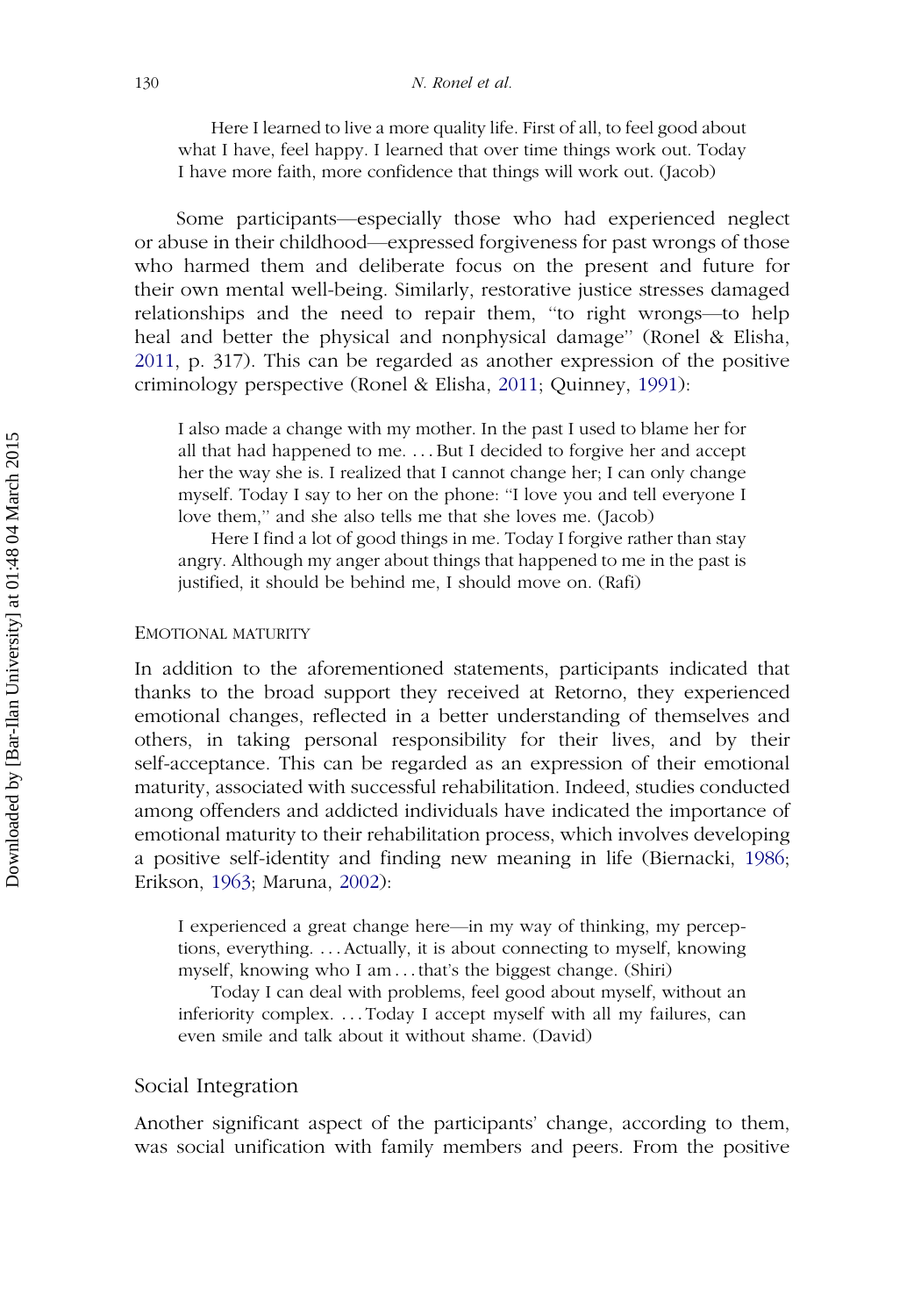> Here I learned to live a more quality life. First of all, to feel good about what I have, feel happy. I learned that over time things work out. Today I have more faith, more confidence that things will work out. (Jacob)

Some participants—especially those who had experienced neglect or abuse in their childhood—expressed forgiveness for past wrongs of those who harmed them and deliberate focus on the present and future for their own mental well-being. Similarly, restorative justice stresses damaged relationships and the need to repair them, "to right wrongs—to help heal and better the physical and nonphysical damage" (Ronel & Elisha, 2011, p. 317). This can be regarded as another expression of the positive criminology perspective (Ronel & Elisha, 2011; Quinney, 1991):

> I also made a change with my mother. In the past I used to blame her for all that had happened to me. . . . But I decided to forgive her and accept her the way she is. I realized that I cannot change her; I can only change myself. Today I say to her on the phone: "I love you and tell everyone I love them," and she also tells me that she loves me. (Jacob)
>
> Here I find a lot of good things in me. Today I forgive rather than stay angry. Although my anger about things that happened to me in the past is justified, it should be behind me, I should move on. (Rafi)

#### Emotional Maturity

In addition to the aforementioned statements, participants indicated that thanks to the broad support they received at Retorno, they experienced emotional changes, reflected in a better understanding of themselves and others, in taking personal responsibility for their lives, and by their self-acceptance. This can be regarded as an expression of their emotional maturity, associated with successful rehabilitation. Indeed, studies conducted among offenders and addicted individuals have indicated the importance of emotional maturity to their rehabilitation process, which involves developing a positive self-identity and finding new meaning in life (Biernacki, 1986; Erikson, 1963; Maruna, 2002):

> I experienced a great change here—in my way of thinking, my perceptions, everything. . . . Actually, it is about connecting to myself, knowing myself, knowing who I am . . . that's the biggest change. (Shiri)
>
> Today I can deal with problems, feel good about myself, without an inferiority complex. . . . Today I accept myself with all my failures, can even smile and talk about it without shame. (David)

### Social Integration

Another significant aspect of the participants' change, according to them, was social unification with family members and peers. From the positive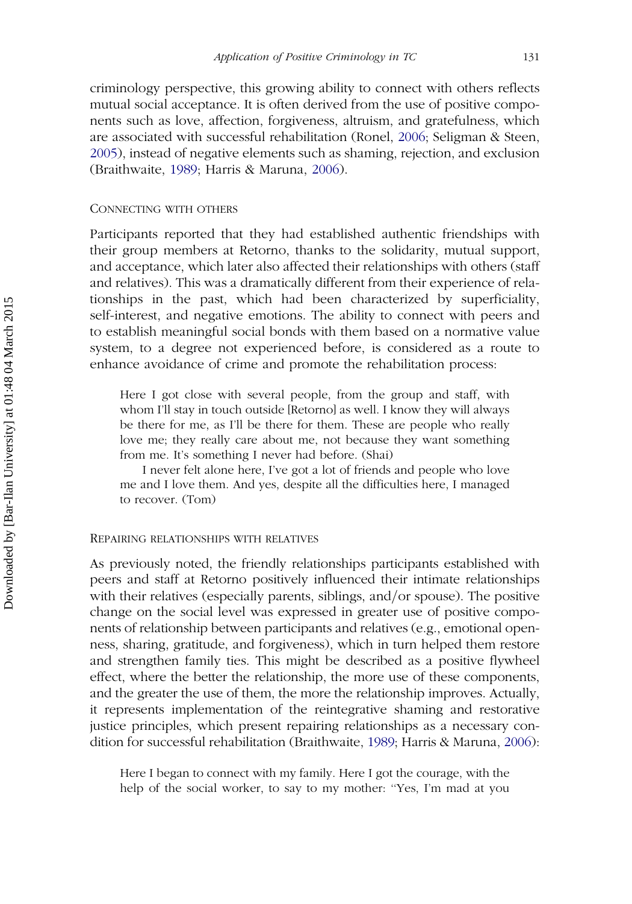criminology perspective, this growing ability to connect with others reflects mutual social acceptance. It is often derived from the use of positive components such as love, affection, forgiveness, altruism, and gratefulness, which are associated with successful rehabilitation (Ronel, 2006; Seligman & Steen, 2005), instead of negative elements such as shaming, rejection, and exclusion (Braithwaite, 1989; Harris & Maruna, 2006).

### Connecting with Others

Participants reported that they had established authentic friendships with their group members at Retorno, thanks to the solidarity, mutual support, and acceptance, which later also affected their relationships with others (staff and relatives). This was a dramatically different from their experience of relationships in the past, which had been characterized by superficiality, self-interest, and negative emotions. The ability to connect with peers and to establish meaningful social bonds with them based on a normative value system, to a degree not experienced before, is considered as a route to enhance avoidance of crime and promote the rehabilitation process:

> Here I got close with several people, from the group and staff, with whom I'll stay in touch outside [Retorno] as well. I know they will always be there for me, as I'll be there for them. These are people who really love me; they really care about me, not because they want something from me. It's something I never had before. (Shai)
>
> I never felt alone here, I've got a lot of friends and people who love me and I love them. And yes, despite all the difficulties here, I managed to recover. (Tom)

### Repairing Relationships with Relatives

As previously noted, the friendly relationships participants established with peers and staff at Retorno positively influenced their intimate relationships with their relatives (especially parents, siblings, and/or spouse). The positive change on the social level was expressed in greater use of positive components of relationship between participants and relatives (e.g., emotional openness, sharing, gratitude, and forgiveness), which in turn helped them restore and strengthen family ties. This might be described as a positive flywheel effect, where the better the relationship, the more use of these components, and the greater the use of them, the more the relationship improves. Actually, it represents implementation of the reintegrative shaming and restorative justice principles, which present repairing relationships as a necessary condition for successful rehabilitation (Braithwaite, 1989; Harris & Maruna, 2006):

> Here I began to connect with my family. Here I got the courage, with the help of the social worker, to say to my mother: "Yes, I'm mad at you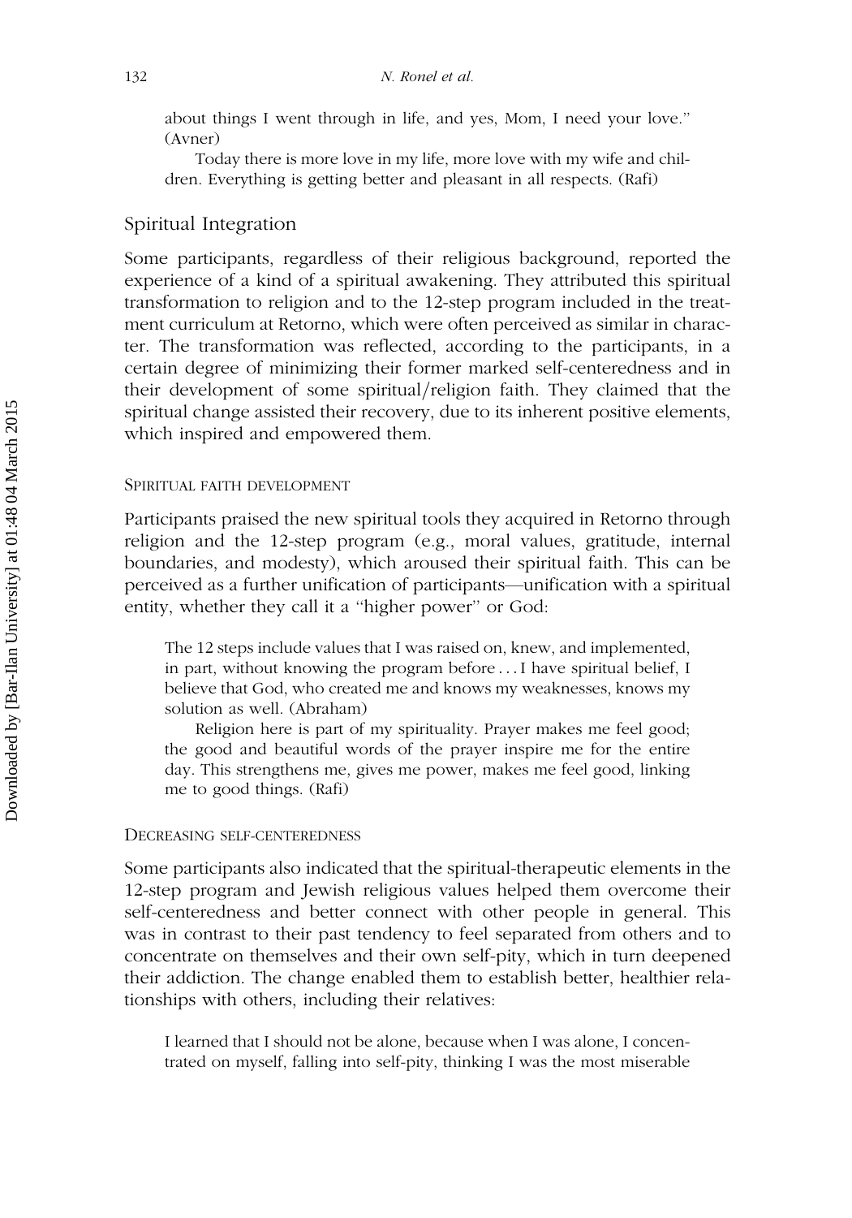about things I went through in life, and yes, Mom, I need your love." (Avner)

Today there is more love in my life, more love with my wife and children. Everything is getting better and pleasant in all respects. (Rafi)

## Spiritual Integration

Some participants, regardless of their religious background, reported the experience of a kind of a spiritual awakening. They attributed this spiritual transformation to religion and to the 12-step program included in the treatment curriculum at Retorno, which were often perceived as similar in character. The transformation was reflected, according to the participants, in a certain degree of minimizing their former marked self-centeredness and in their development of some spiritual/religion faith. They claimed that the spiritual change assisted their recovery, due to its inherent positive elements, which inspired and empowered them.

### Spiritual faith development

Participants praised the new spiritual tools they acquired in Retorno through religion and the 12-step program (e.g., moral values, gratitude, internal boundaries, and modesty), which aroused their spiritual faith. This can be perceived as a further unification of participants—unification with a spiritual entity, whether they call it a "higher power" or God:

> The 12 steps include values that I was raised on, knew, and implemented, in part, without knowing the program before . . . I have spiritual belief, I believe that God, who created me and knows my weaknesses, knows my solution as well. (Abraham)
>
> Religion here is part of my spirituality. Prayer makes me feel good; the good and beautiful words of the prayer inspire me for the entire day. This strengthens me, gives me power, makes me feel good, linking me to good things. (Rafi)

### Decreasing self-centeredness

Some participants also indicated that the spiritual-therapeutic elements in the 12-step program and Jewish religious values helped them overcome their self-centeredness and better connect with other people in general. This was in contrast to their past tendency to feel separated from others and to concentrate on themselves and their own self-pity, which in turn deepened their addiction. The change enabled them to establish better, healthier relationships with others, including their relatives:

> I learned that I should not be alone, because when I was alone, I concentrated on myself, falling into self-pity, thinking I was the most miserable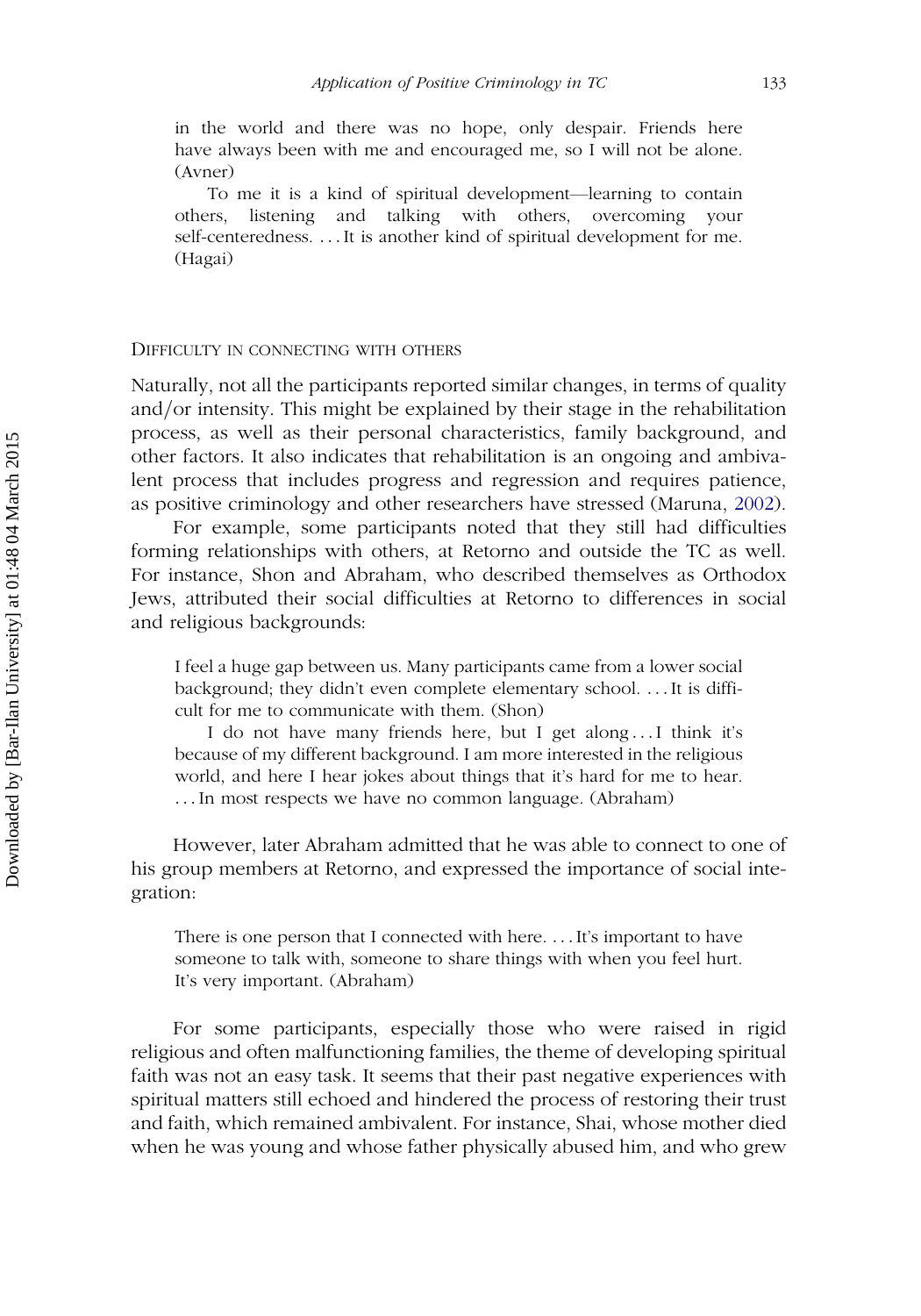in the world and there was no hope, only despair. Friends here have always been with me and encouraged me, so I will not be alone. (Avner)

> To me it is a kind of spiritual development—learning to contain others, listening and talking with others, overcoming your self-centeredness. . . . It is another kind of spiritual development for me. (Hagai)

### Difficulty in connecting with others

Naturally, not all the participants reported similar changes, in terms of quality and/or intensity. This might be explained by their stage in the rehabilitation process, as well as their personal characteristics, family background, and other factors. It also indicates that rehabilitation is an ongoing and ambivalent process that includes progress and regression and requires patience, as positive criminology and other researchers have stressed (Maruna, 2002).

For example, some participants noted that they still had difficulties forming relationships with others, at Retorno and outside the TC as well. For instance, Shon and Abraham, who described themselves as Orthodox Jews, attributed their social difficulties at Retorno to differences in social and religious backgrounds:

> I feel a huge gap between us. Many participants came from a lower social background; they didn't even complete elementary school. . . . It is difficult for me to communicate with them. (Shon)
>
> I do not have many friends here, but I get along . . . I think it's because of my different background. I am more interested in the religious world, and here I hear jokes about things that it's hard for me to hear. . . . In most respects we have no common language. (Abraham)

However, later Abraham admitted that he was able to connect to one of his group members at Retorno, and expressed the importance of social integration:

> There is one person that I connected with here. . . . It's important to have someone to talk with, someone to share things with when you feel hurt. It's very important. (Abraham)

For some participants, especially those who were raised in rigid religious and often malfunctioning families, the theme of developing spiritual faith was not an easy task. It seems that their past negative experiences with spiritual matters still echoed and hindered the process of restoring their trust and faith, which remained ambivalent. For instance, Shai, whose mother died when he was young and whose father physically abused him, and who grew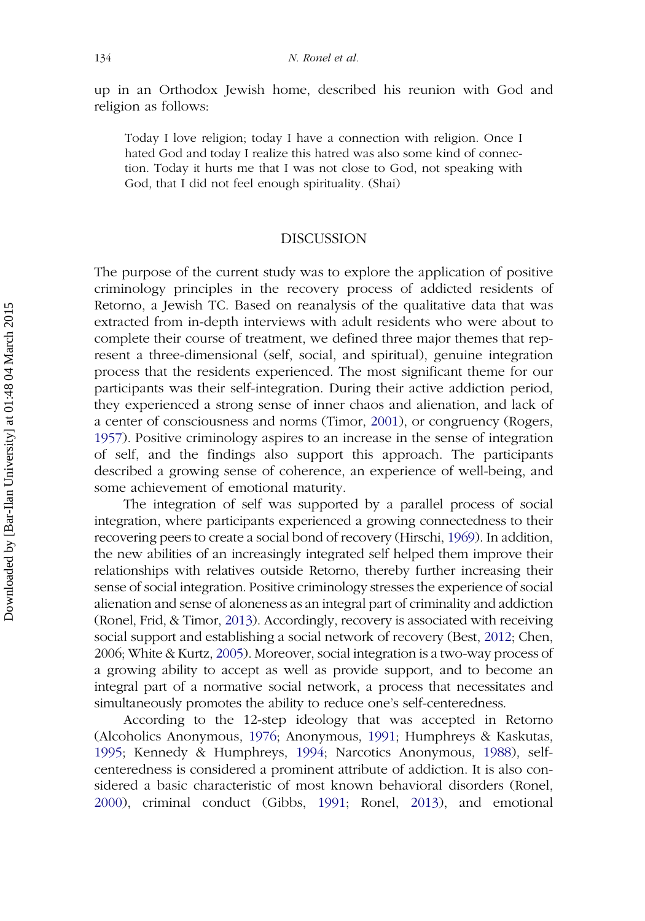up in an Orthodox Jewish home, described his reunion with God and religion as follows:

> Today I love religion; today I have a connection with religion. Once I hated God and today I realize this hatred was also some kind of connection. Today it hurts me that I was not close to God, not speaking with God, that I did not feel enough spirituality. (Shai)

## DISCUSSION

The purpose of the current study was to explore the application of positive criminology principles in the recovery process of addicted residents of Retorno, a Jewish TC. Based on reanalysis of the qualitative data that was extracted from in-depth interviews with adult residents who were about to complete their course of treatment, we defined three major themes that represent a three-dimensional (self, social, and spiritual), genuine integration process that the residents experienced. The most significant theme for our participants was their self-integration. During their active addiction period, they experienced a strong sense of inner chaos and alienation, and lack of a center of consciousness and norms (Timor, 2001), or congruency (Rogers, 1957). Positive criminology aspires to an increase in the sense of integration of self, and the findings also support this approach. The participants described a growing sense of coherence, an experience of well-being, and some achievement of emotional maturity.

The integration of self was supported by a parallel process of social integration, where participants experienced a growing connectedness to their recovering peers to create a social bond of recovery (Hirschi, 1969). In addition, the new abilities of an increasingly integrated self helped them improve their relationships with relatives outside Retorno, thereby further increasing their sense of social integration. Positive criminology stresses the experience of social alienation and sense of aloneness as an integral part of criminality and addiction (Ronel, Frid, & Timor, 2013). Accordingly, recovery is associated with receiving social support and establishing a social network of recovery (Best, 2012; Chen, 2006; White & Kurtz, 2005). Moreover, social integration is a two-way process of a growing ability to accept as well as provide support, and to become an integral part of a normative social network, a process that necessitates and simultaneously promotes the ability to reduce one's self-centeredness.

According to the 12-step ideology that was accepted in Retorno (Alcoholics Anonymous, 1976; Anonymous, 1991; Humphreys & Kaskutas, 1995; Kennedy & Humphreys, 1994; Narcotics Anonymous, 1988), self-centeredness is considered a prominent attribute of addiction. It is also considered a basic characteristic of most known behavioral disorders (Ronel, 2000), criminal conduct (Gibbs, 1991; Ronel, 2013), and emotional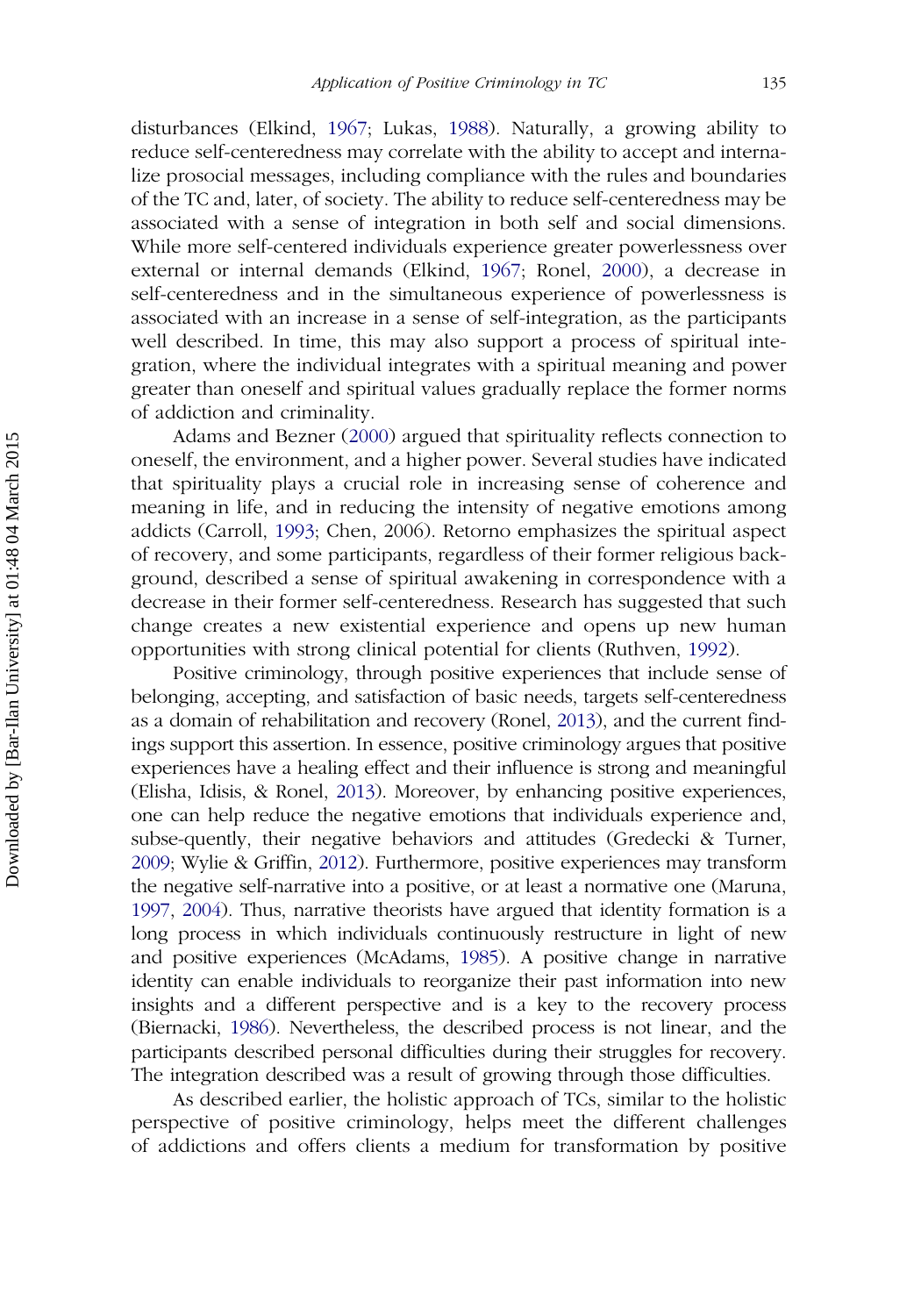disturbances (Elkind, 1967; Lukas, 1988). Naturally, a growing ability to reduce self-centeredness may correlate with the ability to accept and internalize prosocial messages, including compliance with the rules and boundaries of the TC and, later, of society. The ability to reduce self-centeredness may be associated with a sense of integration in both self and social dimensions. While more self-centered individuals experience greater powerlessness over external or internal demands (Elkind, 1967; Ronel, 2000), a decrease in self-centeredness and in the simultaneous experience of powerlessness is associated with an increase in a sense of self-integration, as the participants well described. In time, this may also support a process of spiritual integration, where the individual integrates with a spiritual meaning and power greater than oneself and spiritual values gradually replace the former norms of addiction and criminality.

Adams and Bezner (2000) argued that spirituality reflects connection to oneself, the environment, and a higher power. Several studies have indicated that spirituality plays a crucial role in increasing sense of coherence and meaning in life, and in reducing the intensity of negative emotions among addicts (Carroll, 1993; Chen, 2006). Retorno emphasizes the spiritual aspect of recovery, and some participants, regardless of their former religious background, described a sense of spiritual awakening in correspondence with a decrease in their former self-centeredness. Research has suggested that such change creates a new existential experience and opens up new human opportunities with strong clinical potential for clients (Ruthven, 1992).

Positive criminology, through positive experiences that include sense of belonging, accepting, and satisfaction of basic needs, targets self-centeredness as a domain of rehabilitation and recovery (Ronel, 2013), and the current findings support this assertion. In essence, positive criminology argues that positive experiences have a healing effect and their influence is strong and meaningful (Elisha, Idisis, & Ronel, 2013). Moreover, by enhancing positive experiences, one can help reduce the negative emotions that individuals experience and, subse-quently, their negative behaviors and attitudes (Gredecki & Turner, 2009; Wylie & Griffin, 2012). Furthermore, positive experiences may transform the negative self-narrative into a positive, or at least a normative one (Maruna, 1997, 2004). Thus, narrative theorists have argued that identity formation is a long process in which individuals continuously restructure in light of new and positive experiences (McAdams, 1985). A positive change in narrative identity can enable individuals to reorganize their past information into new insights and a different perspective and is a key to the recovery process (Biernacki, 1986). Nevertheless, the described process is not linear, and the participants described personal difficulties during their struggles for recovery. The integration described was a result of growing through those difficulties.

As described earlier, the holistic approach of TCs, similar to the holistic perspective of positive criminology, helps meet the different challenges of addictions and offers clients a medium for transformation by positive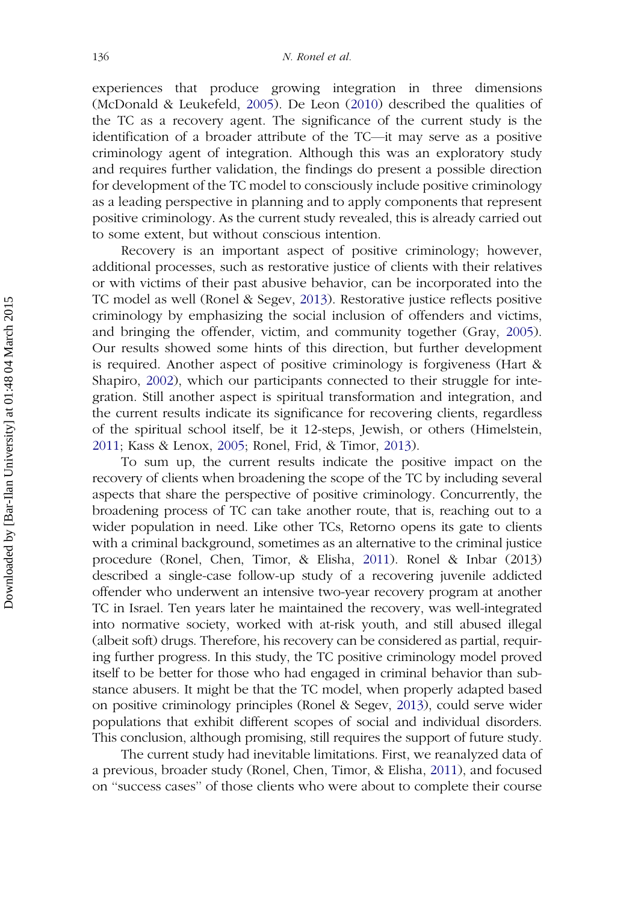experiences that produce growing integration in three dimensions (McDonald & Leukefeld, 2005). De Leon (2010) described the qualities of the TC as a recovery agent. The significance of the current study is the identification of a broader attribute of the TC—it may serve as a positive criminology agent of integration. Although this was an exploratory study and requires further validation, the findings do present a possible direction for development of the TC model to consciously include positive criminology as a leading perspective in planning and to apply components that represent positive criminology. As the current study revealed, this is already carried out to some extent, but without conscious intention.

Recovery is an important aspect of positive criminology; however, additional processes, such as restorative justice of clients with their relatives or with victims of their past abusive behavior, can be incorporated into the TC model as well (Ronel & Segev, 2013). Restorative justice reflects positive criminology by emphasizing the social inclusion of offenders and victims, and bringing the offender, victim, and community together (Gray, 2005). Our results showed some hints of this direction, but further development is required. Another aspect of positive criminology is forgiveness (Hart & Shapiro, 2002), which our participants connected to their struggle for integration. Still another aspect is spiritual transformation and integration, and the current results indicate its significance for recovering clients, regardless of the spiritual school itself, be it 12-steps, Jewish, or others (Himelstein, 2011; Kass & Lenox, 2005; Ronel, Frid, & Timor, 2013).

To sum up, the current results indicate the positive impact on the recovery of clients when broadening the scope of the TC by including several aspects that share the perspective of positive criminology. Concurrently, the broadening process of TC can take another route, that is, reaching out to a wider population in need. Like other TCs, Retorno opens its gate to clients with a criminal background, sometimes as an alternative to the criminal justice procedure (Ronel, Chen, Timor, & Elisha, 2011). Ronel & Inbar (2013) described a single-case follow-up study of a recovering juvenile addicted offender who underwent an intensive two-year recovery program at another TC in Israel. Ten years later he maintained the recovery, was well-integrated into normative society, worked with at-risk youth, and still abused illegal (albeit soft) drugs. Therefore, his recovery can be considered as partial, requiring further progress. In this study, the TC positive criminology model proved itself to be better for those who had engaged in criminal behavior than substance abusers. It might be that the TC model, when properly adapted based on positive criminology principles (Ronel & Segev, 2013), could serve wider populations that exhibit different scopes of social and individual disorders. This conclusion, although promising, still requires the support of future study.

The current study had inevitable limitations. First, we reanalyzed data of a previous, broader study (Ronel, Chen, Timor, & Elisha, 2011), and focused on "success cases" of those clients who were about to complete their course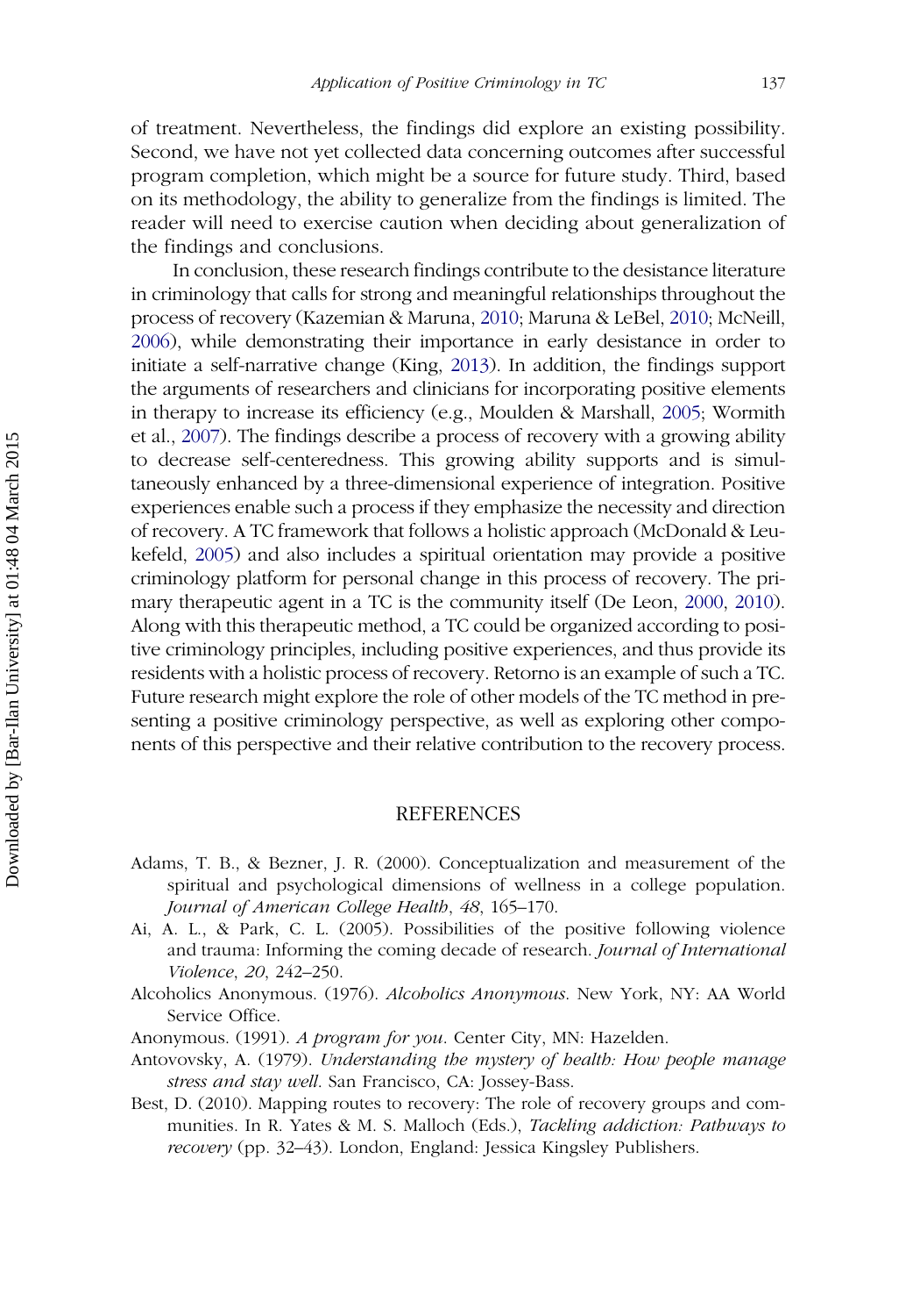of treatment. Nevertheless, the findings did explore an existing possibility. Second, we have not yet collected data concerning outcomes after successful program completion, which might be a source for future study. Third, based on its methodology, the ability to generalize from the findings is limited. The reader will need to exercise caution when deciding about generalization of the findings and conclusions.

In conclusion, these research findings contribute to the desistance literature in criminology that calls for strong and meaningful relationships throughout the process of recovery (Kazemian & Maruna, 2010; Maruna & LeBel, 2010; McNeill, 2006), while demonstrating their importance in early desistance in order to initiate a self-narrative change (King, 2013). In addition, the findings support the arguments of researchers and clinicians for incorporating positive elements in therapy to increase its efficiency (e.g., Moulden & Marshall, 2005; Wormith et al., 2007). The findings describe a process of recovery with a growing ability to decrease self-centeredness. This growing ability supports and is simultaneously enhanced by a three-dimensional experience of integration. Positive experiences enable such a process if they emphasize the necessity and direction of recovery. A TC framework that follows a holistic approach (McDonald & Leukefeld, 2005) and also includes a spiritual orientation may provide a positive criminology platform for personal change in this process of recovery. The primary therapeutic agent in a TC is the community itself (De Leon, 2000, 2010). Along with this therapeutic method, a TC could be organized according to positive criminology principles, including positive experiences, and thus provide its residents with a holistic process of recovery. Retorno is an example of such a TC. Future research might explore the role of other models of the TC method in presenting a positive criminology perspective, as well as exploring other components of this perspective and their relative contribution to the recovery process.

## REFERENCES

Adams, T. B., & Bezner, J. R. (2000). Conceptualization and measurement of the spiritual and psychological dimensions of wellness in a college population. *Journal of American College Health*, *48*, 165–170.

Ai, A. L., & Park, C. L. (2005). Possibilities of the positive following violence and trauma: Informing the coming decade of research. *Journal of International Violence*, *20*, 242–250.

Alcoholics Anonymous. (1976). *Alcoholics Anonymous*. New York, NY: AA World Service Office.

Anonymous. (1991). *A program for you*. Center City, MN: Hazelden.

Antovovsky, A. (1979). *Understanding the mystery of health: How people manage stress and stay well*. San Francisco, CA: Jossey-Bass.

Best, D. (2010). Mapping routes to recovery: The role of recovery groups and communities. In R. Yates & M. S. Malloch (Eds.), *Tackling addiction: Pathways to recovery* (pp. 32–43). London, England: Jessica Kingsley Publishers.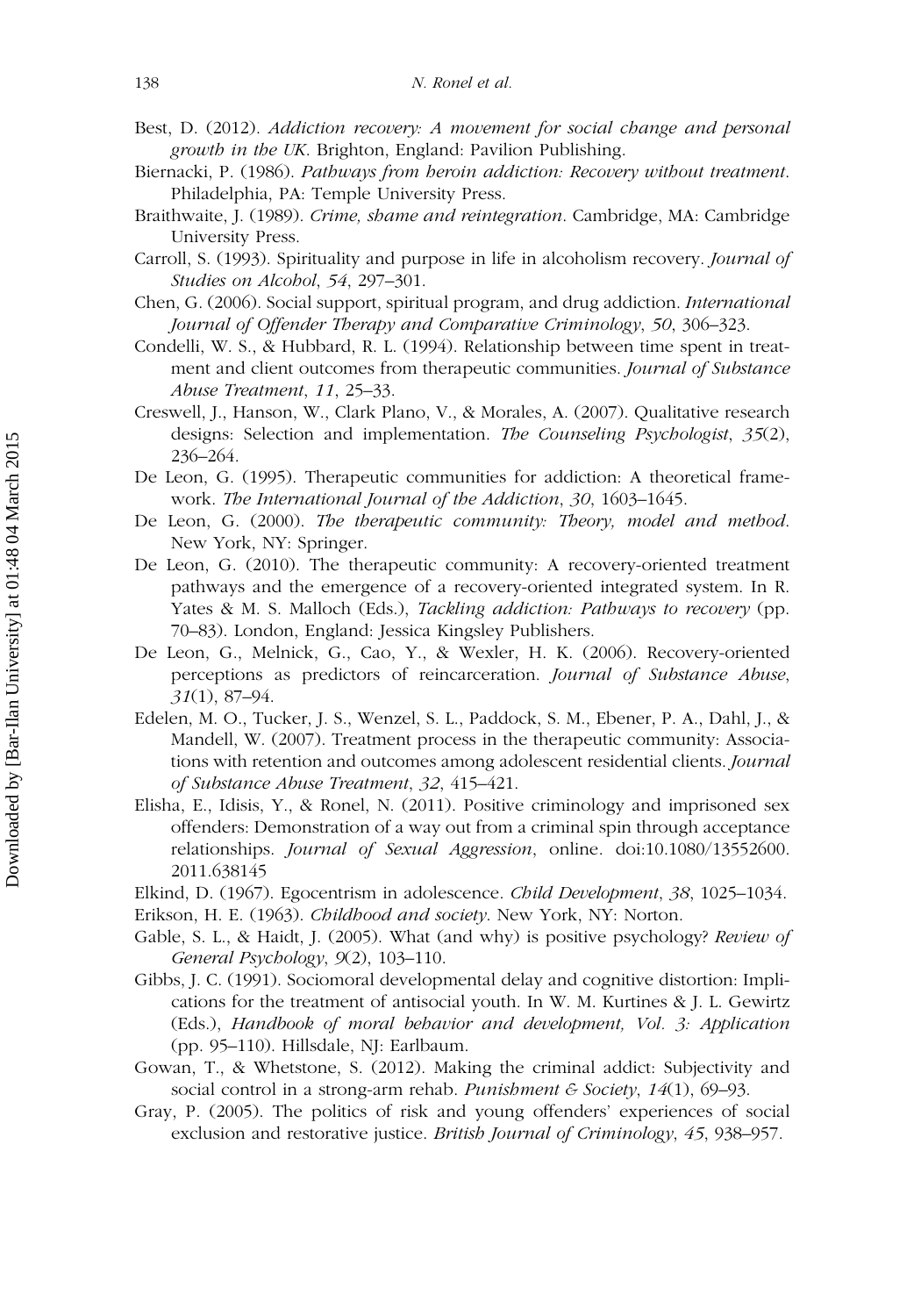Best, D. (2012). *Addiction recovery: A movement for social change and personal growth in the UK*. Brighton, England: Pavilion Publishing.

Biernacki, P. (1986). *Pathways from heroin addiction: Recovery without treatment*. Philadelphia, PA: Temple University Press.

Braithwaite, J. (1989). *Crime, shame and reintegration*. Cambridge, MA: Cambridge University Press.

Carroll, S. (1993). Spirituality and purpose in life in alcoholism recovery. *Journal of Studies on Alcohol*, *54*, 297–301.

Chen, G. (2006). Social support, spiritual program, and drug addiction. *International Journal of Offender Therapy and Comparative Criminology*, *50*, 306–323.

Condelli, W. S., & Hubbard, R. L. (1994). Relationship between time spent in treatment and client outcomes from therapeutic communities. *Journal of Substance Abuse Treatment*, *11*, 25–33.

Creswell, J., Hanson, W., Clark Plano, V., & Morales, A. (2007). Qualitative research designs: Selection and implementation. *The Counseling Psychologist*, *35*(2), 236–264.

De Leon, G. (1995). Therapeutic communities for addiction: A theoretical framework. *The International Journal of the Addiction*, *30*, 1603–1645.

De Leon, G. (2000). *The therapeutic community: Theory, model and method*. New York, NY: Springer.

De Leon, G. (2010). The therapeutic community: A recovery-oriented treatment pathways and the emergence of a recovery-oriented integrated system. In R. Yates & M. S. Malloch (Eds.), *Tackling addiction: Pathways to recovery* (pp. 70–83). London, England: Jessica Kingsley Publishers.

De Leon, G., Melnick, G., Cao, Y., & Wexler, H. K. (2006). Recovery-oriented perceptions as predictors of reincarceration. *Journal of Substance Abuse*, *31*(1), 87–94.

Edelen, M. O., Tucker, J. S., Wenzel, S. L., Paddock, S. M., Ebener, P. A., Dahl, J., & Mandell, W. (2007). Treatment process in the therapeutic community: Associations with retention and outcomes among adolescent residential clients. *Journal of Substance Abuse Treatment*, *32*, 415–421.

Elisha, E., Idisis, Y., & Ronel, N. (2011). Positive criminology and imprisoned sex offenders: Demonstration of a way out from a criminal spin through acceptance relationships. *Journal of Sexual Aggression*, online. doi:10.1080/13552600.2011.638145

Elkind, D. (1967). Egocentrism in adolescence. *Child Development*, *38*, 1025–1034.

Erikson, H. E. (1963). *Childhood and society*. New York, NY: Norton.

Gable, S. L., & Haidt, J. (2005). What (and why) is positive psychology? *Review of General Psychology*, *9*(2), 103–110.

Gibbs, J. C. (1991). Sociomoral developmental delay and cognitive distortion: Implications for the treatment of antisocial youth. In W. M. Kurtines & J. L. Gewirtz (Eds.), *Handbook of moral behavior and development, Vol. 3: Application* (pp. 95–110). Hillsdale, NJ: Earlbaum.

Gowan, T., & Whetstone, S. (2012). Making the criminal addict: Subjectivity and social control in a strong-arm rehab. *Punishment & Society*, *14*(1), 69–93.

Gray, P. (2005). The politics of risk and young offenders' experiences of social exclusion and restorative justice. *British Journal of Criminology*, *45*, 938–957.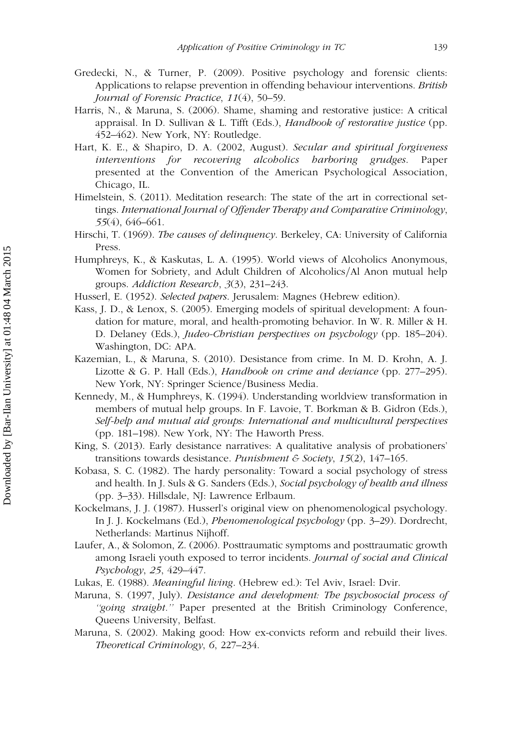Gredecki, N., & Turner, P. (2009). Positive psychology and forensic clients: Applications to relapse prevention in offending behaviour interventions. *British Journal of Forensic Practice*, *11*(4), 50–59.

Harris, N., & Maruna, S. (2006). Shame, shaming and restorative justice: A critical appraisal. In D. Sullivan & L. Tifft (Eds.), *Handbook of restorative justice* (pp. 452–462). New York, NY: Routledge.

Hart, K. E., & Shapiro, D. A. (2002, August). *Secular and spiritual forgiveness interventions for recovering alcoholics harboring grudges*. Paper presented at the Convention of the American Psychological Association, Chicago, IL.

Himelstein, S. (2011). Meditation research: The state of the art in correctional settings. *International Journal of Offender Therapy and Comparative Criminology*, *55*(4), 646–661.

Hirschi, T. (1969). *The causes of delinquency*. Berkeley, CA: University of California Press.

Humphreys, K., & Kaskutas, L. A. (1995). World views of Alcoholics Anonymous, Women for Sobriety, and Adult Children of Alcoholics/Al Anon mutual help groups. *Addiction Research*, *3*(3), 231–243.

Husserl, E. (1952). *Selected papers*. Jerusalem: Magnes (Hebrew edition).

Kass, J. D., & Lenox, S. (2005). Emerging models of spiritual development: A foundation for mature, moral, and health-promoting behavior. In W. R. Miller & H. D. Delaney (Eds.), *Judeo-Christian perspectives on psychology* (pp. 185–204). Washington, DC: APA.

Kazemian, L., & Maruna, S. (2010). Desistance from crime. In M. D. Krohn, A. J. Lizotte & G. P. Hall (Eds.), *Handbook on crime and deviance* (pp. 277–295). New York, NY: Springer Science/Business Media.

Kennedy, M., & Humphreys, K. (1994). Understanding worldview transformation in members of mutual help groups. In F. Lavoie, T. Borkman & B. Gidron (Eds.), *Self-help and mutual aid groups: International and multicultural perspectives* (pp. 181–198). New York, NY: The Haworth Press.

King, S. (2013). Early desistance narratives: A qualitative analysis of probationers' transitions towards desistance. *Punishment & Society*, *15*(2), 147–165.

Kobasa, S. C. (1982). The hardy personality: Toward a social psychology of stress and health. In J. Suls & G. Sanders (Eds.), *Social psychology of health and illness* (pp. 3–33). Hillsdale, NJ: Lawrence Erlbaum.

Kockelmans, J. J. (1987). Husserl's original view on phenomenological psychology. In J. J. Kockelmans (Ed.), *Phenomenological psychology* (pp. 3–29). Dordrecht, Netherlands: Martinus Nijhoff.

Laufer, A., & Solomon, Z. (2006). Posttraumatic symptoms and posttraumatic growth among Israeli youth exposed to terror incidents. *Journal of social and Clinical Psychology*, *25*, 429–447.

Lukas, E. (1988). *Meaningful living*. (Hebrew ed.): Tel Aviv, Israel: Dvir.

Maruna, S. (1997, July). *Desistance and development: The psychosocial process of "going straight."* Paper presented at the British Criminology Conference, Queens University, Belfast.

Maruna, S. (2002). Making good: How ex-convicts reform and rebuild their lives. *Theoretical Criminology*, *6*, 227–234.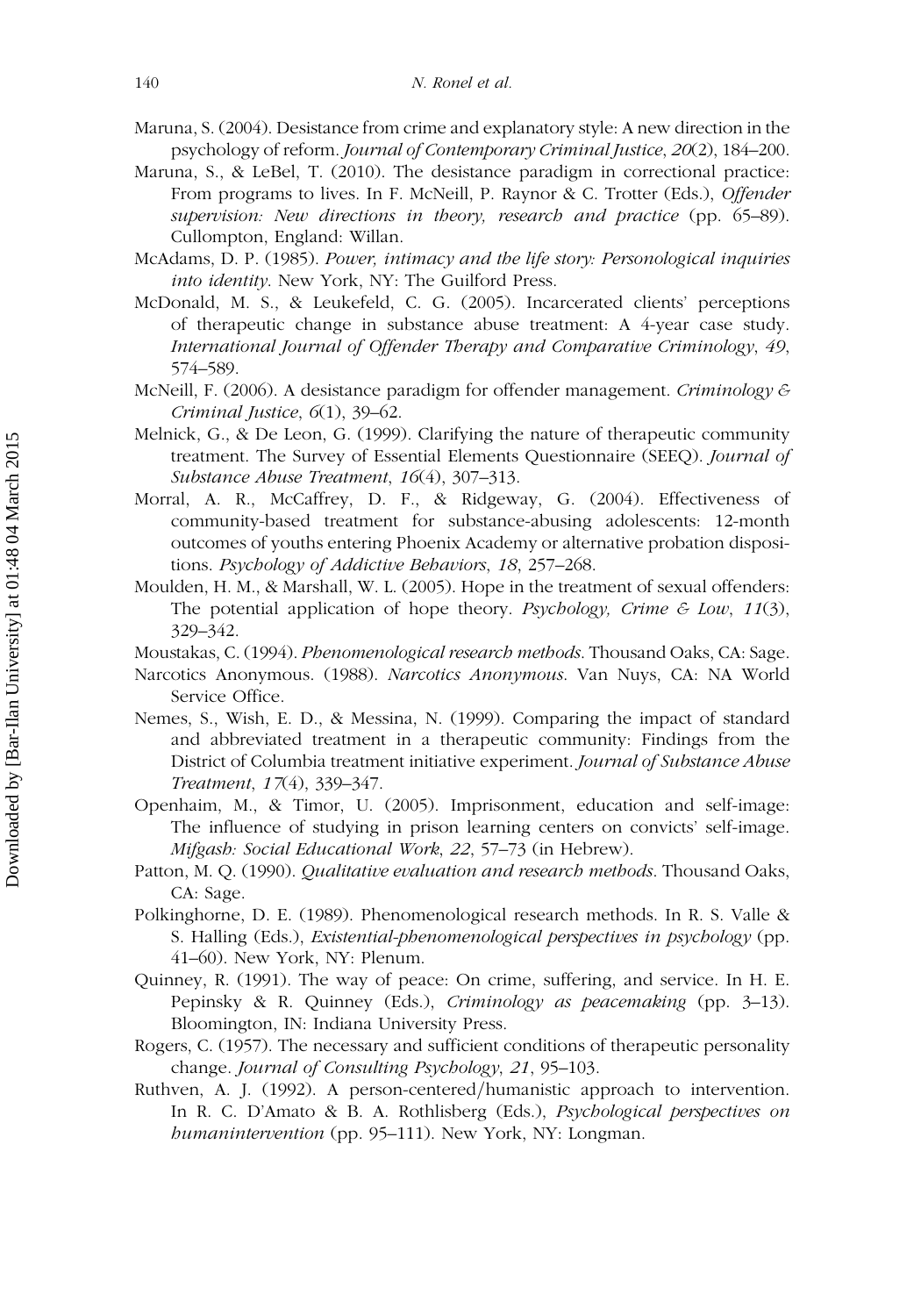Maruna, S. (2004). Desistance from crime and explanatory style: A new direction in the psychology of reform. *Journal of Contemporary Criminal Justice*, *20*(2), 184–200.

Maruna, S., & LeBel, T. (2010). The desistance paradigm in correctional practice: From programs to lives. In F. McNeill, P. Raynor & C. Trotter (Eds.), *Offender supervision: New directions in theory, research and practice* (pp. 65–89). Cullompton, England: Willan.

McAdams, D. P. (1985). *Power, intimacy and the life story: Personological inquiries into identity*. New York, NY: The Guilford Press.

McDonald, M. S., & Leukefeld, C. G. (2005). Incarcerated clients' perceptions of therapeutic change in substance abuse treatment: A 4-year case study. *International Journal of Offender Therapy and Comparative Criminology*, *49*, 574–589.

McNeill, F. (2006). A desistance paradigm for offender management. *Criminology & Criminal Justice*, *6*(1), 39–62.

Melnick, G., & De Leon, G. (1999). Clarifying the nature of therapeutic community treatment. The Survey of Essential Elements Questionnaire (SEEQ). *Journal of Substance Abuse Treatment*, *16*(4), 307–313.

Morral, A. R., McCaffrey, D. F., & Ridgeway, G. (2004). Effectiveness of community-based treatment for substance-abusing adolescents: 12-month outcomes of youths entering Phoenix Academy or alternative probation dispositions. *Psychology of Addictive Behaviors*, *18*, 257–268.

Moulden, H. M., & Marshall, W. L. (2005). Hope in the treatment of sexual offenders: The potential application of hope theory. *Psychology, Crime & Low*, *11*(3), 329–342.

Moustakas, C. (1994). *Phenomenological research methods*. Thousand Oaks, CA: Sage.

Narcotics Anonymous. (1988). *Narcotics Anonymous*. Van Nuys, CA: NA World Service Office.

Nemes, S., Wish, E. D., & Messina, N. (1999). Comparing the impact of standard and abbreviated treatment in a therapeutic community: Findings from the District of Columbia treatment initiative experiment. *Journal of Substance Abuse Treatment*, *17*(4), 339–347.

Openhaim, M., & Timor, U. (2005). Imprisonment, education and self-image: The influence of studying in prison learning centers on convicts' self-image. *Mifgash: Social Educational Work*, *22*, 57–73 (in Hebrew).

Patton, M. Q. (1990). *Qualitative evaluation and research methods*. Thousand Oaks, CA: Sage.

Polkinghorne, D. E. (1989). Phenomenological research methods. In R. S. Valle & S. Halling (Eds.), *Existential-phenomenological perspectives in psychology* (pp. 41–60). New York, NY: Plenum.

Quinney, R. (1991). The way of peace: On crime, suffering, and service. In H. E. Pepinsky & R. Quinney (Eds.), *Criminology as peacemaking* (pp. 3–13). Bloomington, IN: Indiana University Press.

Rogers, C. (1957). The necessary and sufficient conditions of therapeutic personality change. *Journal of Consulting Psychology*, *21*, 95–103.

Ruthven, A. J. (1992). A person-centered/humanistic approach to intervention. In R. C. D'Amato & B. A. Rothlisberg (Eds.), *Psychological perspectives on humanintervention* (pp. 95–111). New York, NY: Longman.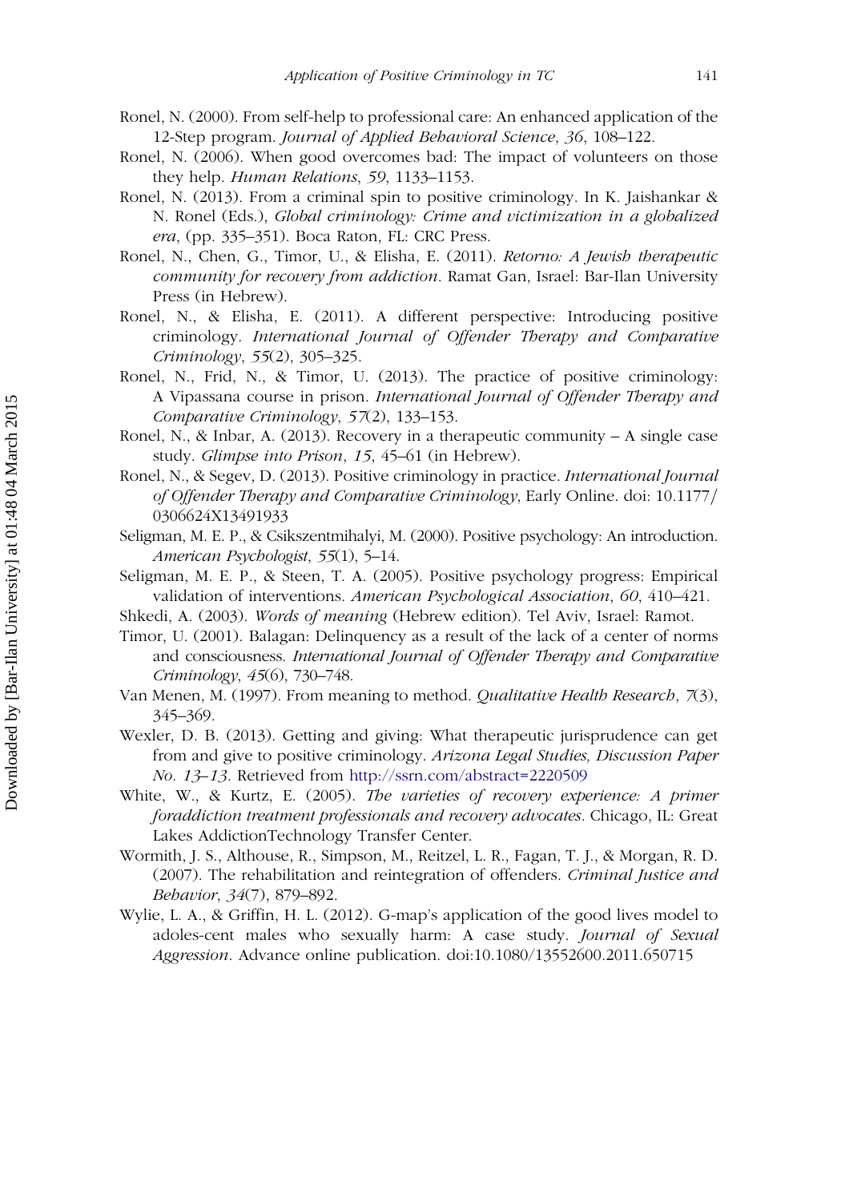Ronel, N. (2000). From self-help to professional care: An enhanced application of the 12-Step program. *Journal of Applied Behavioral Science*, *36*, 108–122.

Ronel, N. (2006). When good overcomes bad: The impact of volunteers on those they help. *Human Relations*, *59*, 1133–1153.

Ronel, N. (2013). From a criminal spin to positive criminology. In K. Jaishankar & N. Ronel (Eds.), *Global criminology: Crime and victimization in a globalized era*, (pp. 335–351). Boca Raton, FL: CRC Press.

Ronel, N., Chen, G., Timor, U., & Elisha, E. (2011). *Retorno: A Jewish therapeutic community for recovery from addiction*. Ramat Gan, Israel: Bar-Ilan University Press (in Hebrew).

Ronel, N., & Elisha, E. (2011). A different perspective: Introducing positive criminology. *International Journal of Offender Therapy and Comparative Criminology*, *55*(2), 305–325.

Ronel, N., Frid, N., & Timor, U. (2013). The practice of positive criminology: A Vipassana course in prison. *International Journal of Offender Therapy and Comparative Criminology*, *57*(2), 133–153.

Ronel, N., & Inbar, A. (2013). Recovery in a therapeutic community – A single case study. *Glimpse into Prison*, *15*, 45–61 (in Hebrew).

Ronel, N., & Segev, D. (2013). Positive criminology in practice. *International Journal of Offender Therapy and Comparative Criminology*, Early Online. doi: 10.1177/0306624X13491933

Seligman, M. E. P., & Csikszentmihalyi, M. (2000). Positive psychology: An introduction. *American Psychologist*, *55*(1), 5–14.

Seligman, M. E. P., & Steen, T. A. (2005). Positive psychology progress: Empirical validation of interventions. *American Psychological Association*, *60*, 410–421.

Shkedi, A. (2003). *Words of meaning* (Hebrew edition). Tel Aviv, Israel: Ramot.

Timor, U. (2001). Balagan: Delinquency as a result of the lack of a center of norms and consciousness. *International Journal of Offender Therapy and Comparative Criminology*, *45*(6), 730–748.

Van Menen, M. (1997). From meaning to method. *Qualitative Health Research*, *7*(3), 345–369.

Wexler, D. B. (2013). Getting and giving: What therapeutic jurisprudence can get from and give to positive criminology. *Arizona Legal Studies, Discussion Paper No. 13–13*. Retrieved from http://ssrn.com/abstract=2220509

White, W., & Kurtz, E. (2005). *The varieties of recovery experience: A primer foraddiction treatment professionals and recovery advocates*. Chicago, IL: Great Lakes AddictionTechnology Transfer Center.

Wormith, J. S., Althouse, R., Simpson, M., Reitzel, L. R., Fagan, T. J., & Morgan, R. D. (2007). The rehabilitation and reintegration of offenders. *Criminal Justice and Behavior*, *34*(7), 879–892.

Wylie, L. A., & Griffin, H. L. (2012). G-map's application of the good lives model to adoles-cent males who sexually harm: A case study. *Journal of Sexual Aggression*. Advance online publication. doi:10.1080/13552600.2011.650715